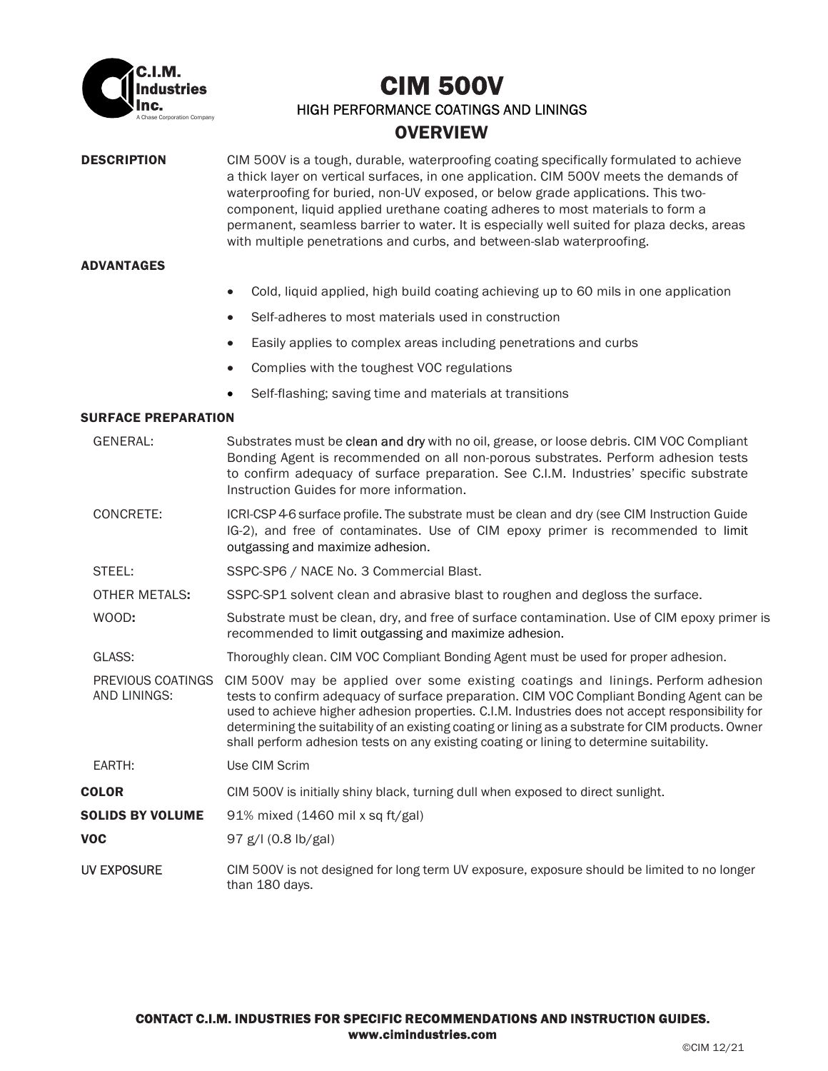# CIM 500V

HIGH PERFORMANCE COATINGS AND LININGS

## OVERVIEW

**DESCRIPTION**

CIM 500V is a tough, durable, waterproofing coating specifically formulated to achieve a thick layer on vertical surfaces, in one application. CIM 500V meets the demands of waterproofing for buried, non-UV exposed, or below grade applications. This two-component, liquid applied urethane coating adheres to most materials to form a permanent, seamless barrier to water. It is especially well suited for plaza decks, areas with multiple penetrations and curbs, and between-slab waterproofing.

**ADVANTAGES**

- Cold, liquid applied, high build coating achieving up to 60 mils in one application
- Self-adheres to most materials used in construction
- Easily applies to complex areas including penetrations and curbs
- Complies with the toughest VOC regulations
- Self-flashing; saving time and materials at transitions

**SURFACE PREPARATION**

GENERAL: Substrates must be clean and dry with no oil, grease, or loose debris. CIM VOC Compliant Bonding Agent is recommended on all non-porous substrates. Perform adhesion tests to confirm adequacy of surface preparation. See C.I.M. Industries' specific substrate Instruction Guides for more information.

CONCRETE: ICRI-CSP 4-6 surface profile. The substrate must be clean and dry (see CIM Instruction Guide IG-2), and free of contaminates. Use of CIM epoxy primer is recommended to limit outgassing and maximize adhesion.

STEEL: SSPC-SP6 / NACE No. 3 Commercial Blast.

OTHER METALS: SSPC-SP1 solvent clean and abrasive blast to roughen and degloss the surface.

WOOD: Substrate must be clean, dry, and free of surface contamination. Use of CIM epoxy primer is recommended to limit outgassing and maximize adhesion.

GLASS: Thoroughly clean. CIM VOC Compliant Bonding Agent must be used for proper adhesion.

PREVIOUS COATINGS AND LININGS: CIM 500V may be applied over some existing coatings and linings. Perform adhesion tests to confirm adequacy of surface preparation. CIM VOC Compliant Bonding Agent can be used to achieve higher adhesion properties. C.I.M. Industries does not accept responsibility for determining the suitability of an existing coating or lining as a substrate for CIM products. Owner shall perform adhesion tests on any existing coating or lining to determine suitability.

EARTH: Use CIM Scrim

**COLOR** CIM 500V is initially shiny black, turning dull when exposed to direct sunlight.

**SOLIDS BY VOLUME** 91% mixed (1460 mil x sq ft/gal)

**VOC** 97 g/l (0.8 lb/gal)

**UV EXPOSURE** CIM 500V is not designed for long term UV exposure, exposure should be limited to no longer than 180 days.

**CONTACT C.I.M. INDUSTRIES FOR SPECIFIC RECOMMENDATIONS AND INSTRUCTION GUIDES.**
**www.cimindustries.com**

©CIM 12/21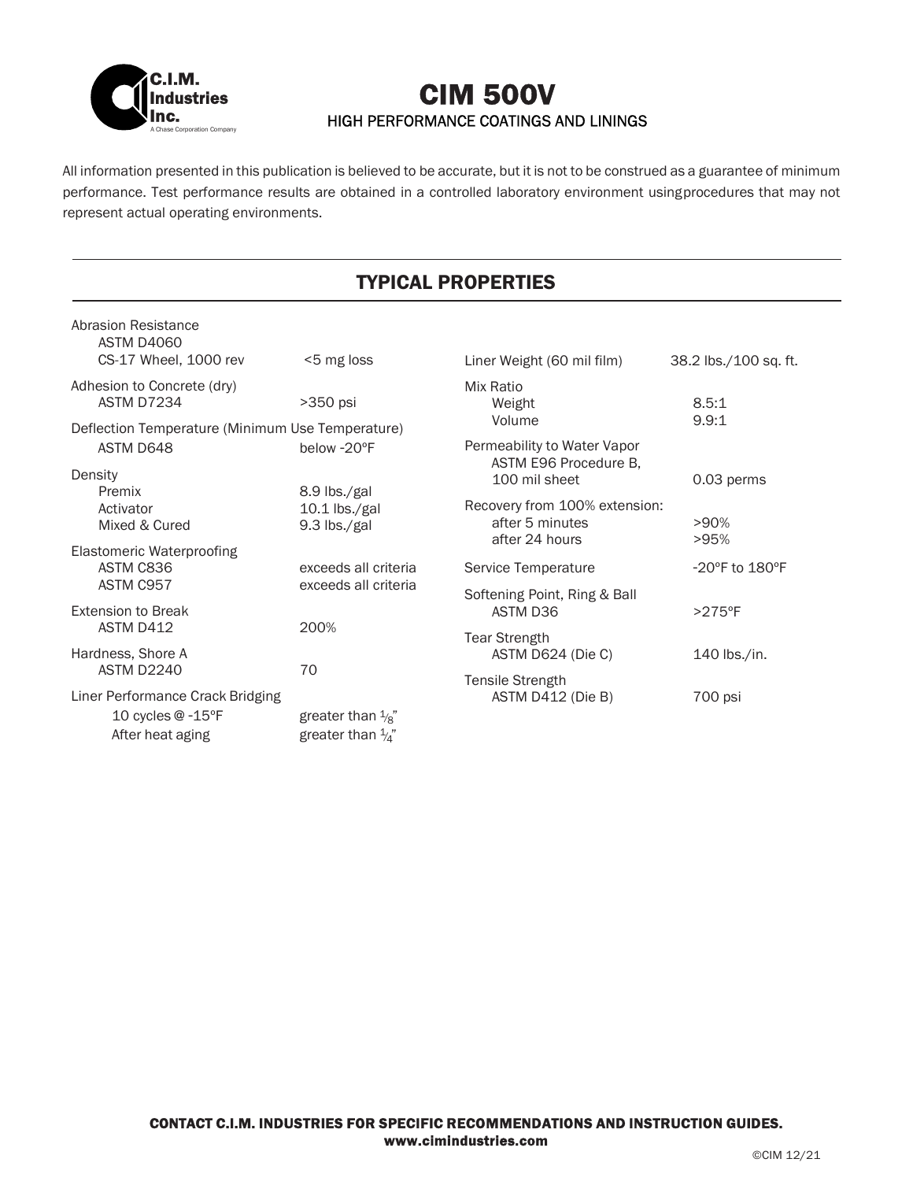C.I.M. Industries Inc.
A Chase Corporation Company

# CIM 500V

HIGH PERFORMANCE COATINGS AND LININGS

All information presented in this publication is believed to be accurate, but it is not to be construed as a guarantee of minimum performance. Test performance results are obtained in a controlled laboratory environment using procedures that may not represent actual operating environments.

## TYPICAL PROPERTIES

| Property | Value |
|---|---|
| Abrasion Resistance<br>ASTM D4060<br>CS-17 Wheel, 1000 rev | <5 mg loss |
| Adhesion to Concrete (dry)<br>ASTM D7234 | >350 psi |
| Deflection Temperature (Minimum Use Temperature)<br>ASTM D648 | below -20ºF |
| Density<br>Premix<br>Activator<br>Mixed & Cured | <br>8.9 lbs./gal<br>10.1 lbs./gal<br>9.3 lbs./gal |
| Elastomeric Waterproofing<br>ASTM C836<br>ASTM C957 | <br>exceeds all criteria<br>exceeds all criteria |
| Extension to Break<br>ASTM D412 | 200% |
| Hardness, Shore A<br>ASTM D2240 | 70 |
| Liner Performance Crack Bridging<br>10 cycles @ -15ºF<br>After heat aging | <br>greater than 1/8"<br>greater than 1/4" |
| Liner Weight (60 mil film) | 38.2 lbs./100 sq. ft. |
| Mix Ratio<br>Weight<br>Volume | <br>8.5:1<br>9.9:1 |
| Permeability to Water Vapor<br>ASTM E96 Procedure B,<br>100 mil sheet | 0.03 perms |
| Recovery from 100% extension:<br>after 5 minutes<br>after 24 hours | <br>>90%<br>>95% |
| Service Temperature | -20ºF to 180ºF |
| Softening Point, Ring & Ball<br>ASTM D36 | >275ºF |
| Tear Strength<br>ASTM D624 (Die C) | 140 lbs./in. |
| Tensile Strength<br>ASTM D412 (Die B) | 700 psi |

**CONTACT C.I.M. INDUSTRIES FOR SPECIFIC RECOMMENDATIONS AND INSTRUCTION GUIDES.**
**www.cimindustries.com**

©CIM 12/21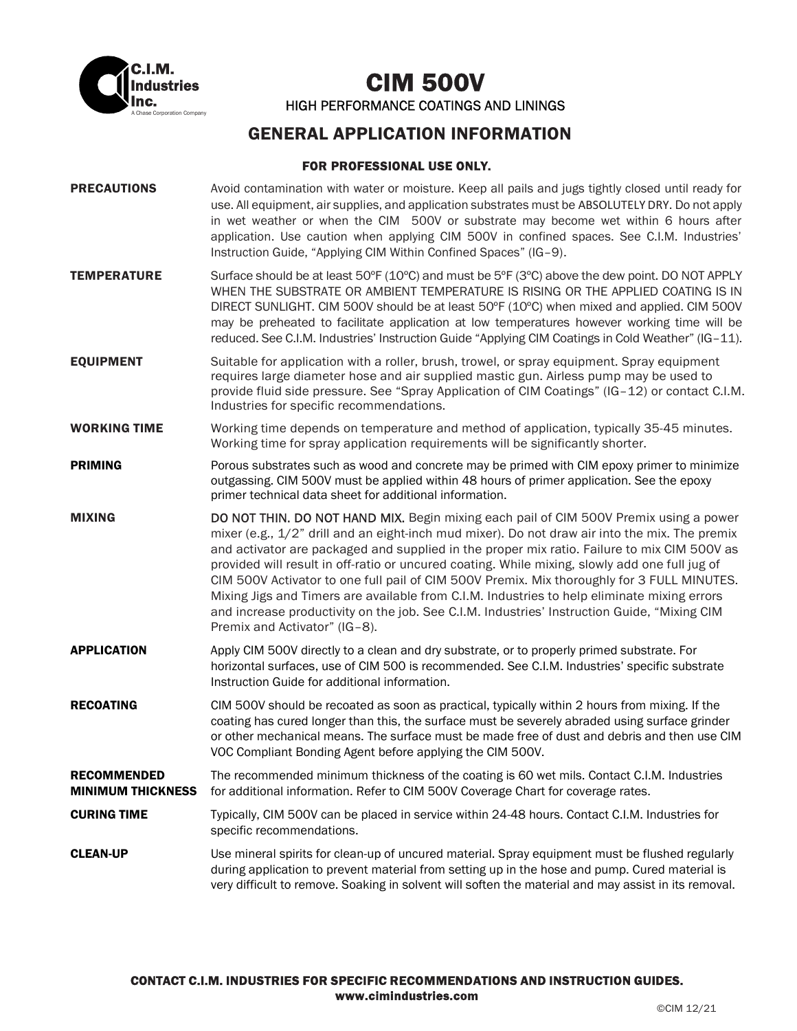C.I.M. Industries Inc.
A Chase Corporation Company

# CIM 500V

HIGH PERFORMANCE COATINGS AND LININGS

## GENERAL APPLICATION INFORMATION

**FOR PROFESSIONAL USE ONLY.**

**PRECAUTIONS**
Avoid contamination with water or moisture. Keep all pails and jugs tightly closed until ready for use. All equipment, air supplies, and application substrates must be ABSOLUTELY DRY. Do not apply in wet weather or when the CIM 500V or substrate may become wet within 6 hours after application. Use caution when applying CIM 500V in confined spaces. See C.I.M. Industries' Instruction Guide, "Applying CIM Within Confined Spaces" (IG–9).

**TEMPERATURE**
Surface should be at least 50ºF (10ºC) and must be 5ºF (3ºC) above the dew point. DO NOT APPLY WHEN THE SUBSTRATE OR AMBIENT TEMPERATURE IS RISING OR THE APPLIED COATING IS IN DIRECT SUNLIGHT. CIM 500V should be at least 50ºF (10ºC) when mixed and applied. CIM 500V may be preheated to facilitate application at low temperatures however working time will be reduced. See C.I.M. Industries' Instruction Guide "Applying CIM Coatings in Cold Weather" (IG–11).

**EQUIPMENT**
Suitable for application with a roller, brush, trowel, or spray equipment. Spray equipment requires large diameter hose and air supplied mastic gun. Airless pump may be used to provide fluid side pressure. See "Spray Application of CIM Coatings" (IG–12) or contact C.I.M. Industries for specific recommendations.

**WORKING TIME**
Working time depends on temperature and method of application, typically 35-45 minutes. Working time for spray application requirements will be significantly shorter.

**PRIMING**
Porous substrates such as wood and concrete may be primed with CIM epoxy primer to minimize outgassing. CIM 500V must be applied within 48 hours of primer application. See the epoxy primer technical data sheet for additional information.

**MIXING**
DO NOT THIN. DO NOT HAND MIX. Begin mixing each pail of CIM 500V Premix using a power mixer (e.g., 1/2" drill and an eight-inch mud mixer). Do not draw air into the mix. The premix and activator are packaged and supplied in the proper mix ratio. Failure to mix CIM 500V as provided will result in off-ratio or uncured coating. While mixing, slowly add one full jug of CIM 500V Activator to one full pail of CIM 500V Premix. Mix thoroughly for 3 FULL MINUTES. Mixing Jigs and Timers are available from C.I.M. Industries to help eliminate mixing errors and increase productivity on the job. See C.I.M. Industries' Instruction Guide, "Mixing CIM Premix and Activator" (IG–8).

**APPLICATION**
Apply CIM 500V directly to a clean and dry substrate, or to properly primed substrate. For horizontal surfaces, use of CIM 500 is recommended. See C.I.M. Industries' specific substrate Instruction Guide for additional information.

**RECOATING**
CIM 500V should be recoated as soon as practical, typically within 2 hours from mixing. If the coating has cured longer than this, the surface must be severely abraded using surface grinder or other mechanical means. The surface must be made free of dust and debris and then use CIM VOC Compliant Bonding Agent before applying the CIM 500V.

**RECOMMENDED MINIMUM THICKNESS**
The recommended minimum thickness of the coating is 60 wet mils. Contact C.I.M. Industries for additional information. Refer to CIM 500V Coverage Chart for coverage rates.

**CURING TIME**
Typically, CIM 500V can be placed in service within 24-48 hours. Contact C.I.M. Industries for specific recommendations.

**CLEAN-UP**
Use mineral spirits for clean-up of uncured material. Spray equipment must be flushed regularly during application to prevent material from setting up in the hose and pump. Cured material is very difficult to remove. Soaking in solvent will soften the material and may assist in its removal.

**CONTACT C.I.M. INDUSTRIES FOR SPECIFIC RECOMMENDATIONS AND INSTRUCTION GUIDES.**
**www.cimindustries.com**

©CIM 12/21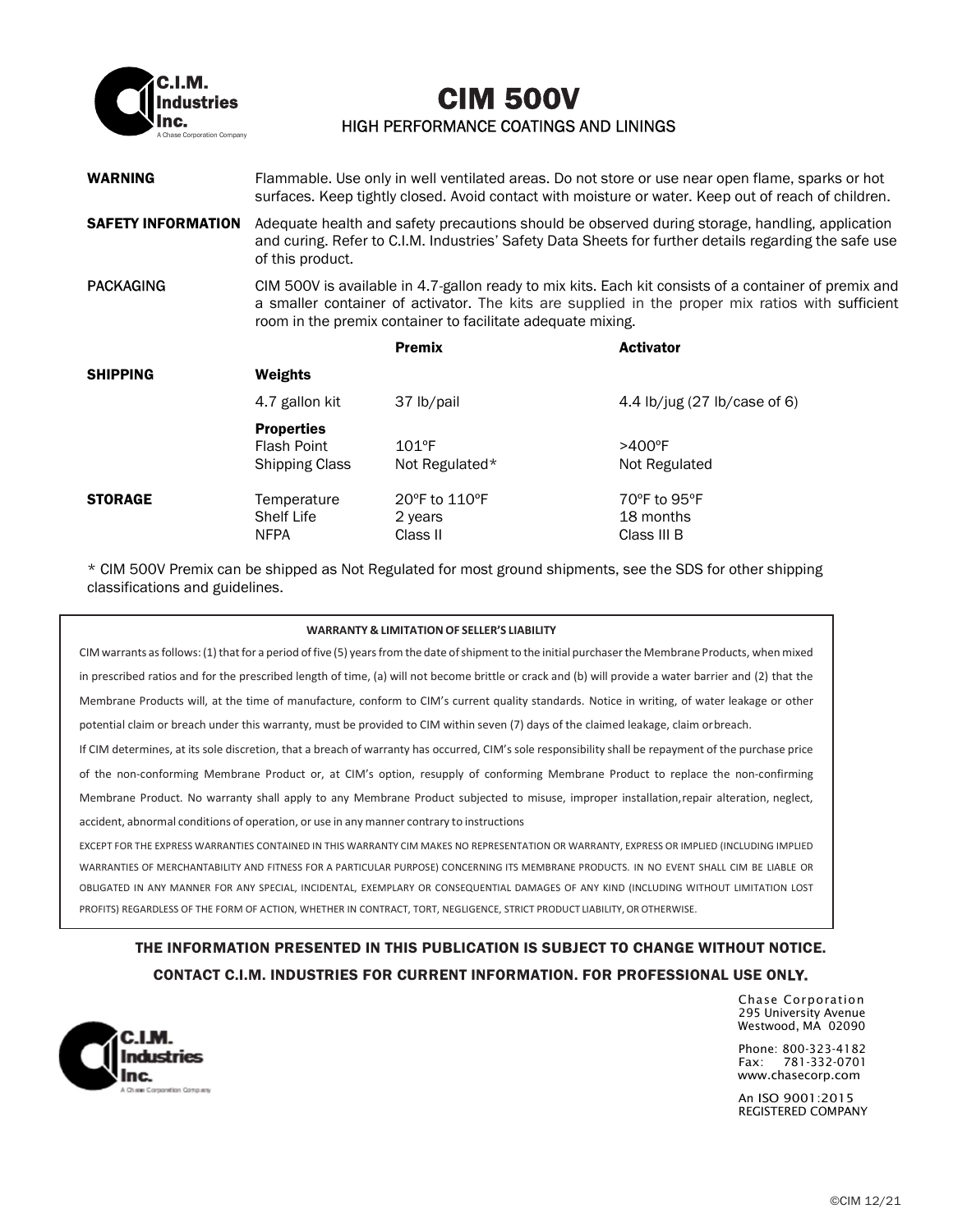C.I.M. Industries Inc.
A Chase Corporation Company

# CIM 500V

## HIGH PERFORMANCE COATINGS AND LININGS

**WARNING** Flammable. Use only in well ventilated areas. Do not store or use near open flame, sparks or hot surfaces. Keep tightly closed. Avoid contact with moisture or water. Keep out of reach of children.

**SAFETY INFORMATION** Adequate health and safety precautions should be observed during storage, handling, application and curing. Refer to C.I.M. Industries' Safety Data Sheets for further details regarding the safe use of this product.

**PACKAGING** CIM 500V is available in 4.7-gallon ready to mix kits. Each kit consists of a container of premix and a smaller container of activator. The kits are supplied in the proper mix ratios with sufficient room in the premix container to facilitate adequate mixing.

| | | Premix | Activator |
|---|---|---|---|
| **SHIPPING** | **Weights** | | |
| | 4.7 gallon kit | 37 lb/pail | 4.4 lb/jug (27 lb/case of 6) |
| | **Properties** | | |
| | Flash Point | 101°F | >400°F |
| | Shipping Class | Not Regulated* | Not Regulated |
| **STORAGE** | Temperature | 20°F to 110°F | 70°F to 95°F |
| | Shelf Life | 2 years | 18 months |
| | NFPA | Class II | Class III B |

* CIM 500V Premix can be shipped as Not Regulated for most ground shipments, see the SDS for other shipping classifications and guidelines.

**WARRANTY & LIMITATION OF SELLER'S LIABILITY**

CIM warrants as follows: (1) that for a period of five (5) years from the date of shipment to the initial purchaser the Membrane Products, when mixed in prescribed ratios and for the prescribed length of time, (a) will not become brittle or crack and (b) will provide a water barrier and (2) that the Membrane Products will, at the time of manufacture, conform to CIM's current quality standards. Notice in writing, of water leakage or other potential claim or breach under this warranty, must be provided to CIM within seven (7) days of the claimed leakage, claim or breach.

If CIM determines, at its sole discretion, that a breach of warranty has occurred, CIM's sole responsibility shall be repayment of the purchase price of the non-conforming Membrane Product or, at CIM's option, resupply of conforming Membrane Product to replace the non-confirming Membrane Product. No warranty shall apply to any Membrane Product subjected to misuse, improper installation, repair alteration, neglect, accident, abnormal conditions of operation, or use in any manner contrary to instructions

EXCEPT FOR THE EXPRESS WARRANTIES CONTAINED IN THIS WARRANTY CIM MAKES NO REPRESENTATION OR WARRANTY, EXPRESS OR IMPLIED (INCLUDING IMPLIED WARRANTIES OF MERCHANTABILITY AND FITNESS FOR A PARTICULAR PURPOSE) CONCERNING ITS MEMBRANE PRODUCTS. IN NO EVENT SHALL CIM BE LIABLE OR OBLIGATED IN ANY MANNER FOR ANY SPECIAL, INCIDENTAL, EXEMPLARY OR CONSEQUENTIAL DAMAGES OF ANY KIND (INCLUDING WITHOUT LIMITATION LOST PROFITS) REGARDLESS OF THE FORM OF ACTION, WHETHER IN CONTRACT, TORT, NEGLIGENCE, STRICT PRODUCT LIABILITY, OR OTHERWISE.

**THE INFORMATION PRESENTED IN THIS PUBLICATION IS SUBJECT TO CHANGE WITHOUT NOTICE.**

**CONTACT C.I.M. INDUSTRIES FOR CURRENT INFORMATION. FOR PROFESSIONAL USE ONLY.**

C.I.M. Industries Inc.
A Chase Corporation Company

Chase Corporation
295 University Avenue
Westwood, MA 02090

Phone: 800-323-4182
Fax: 781-332-0701
www.chasecorp.com

An ISO 9001:2015
REGISTERED COMPANY

©CIM 12/21